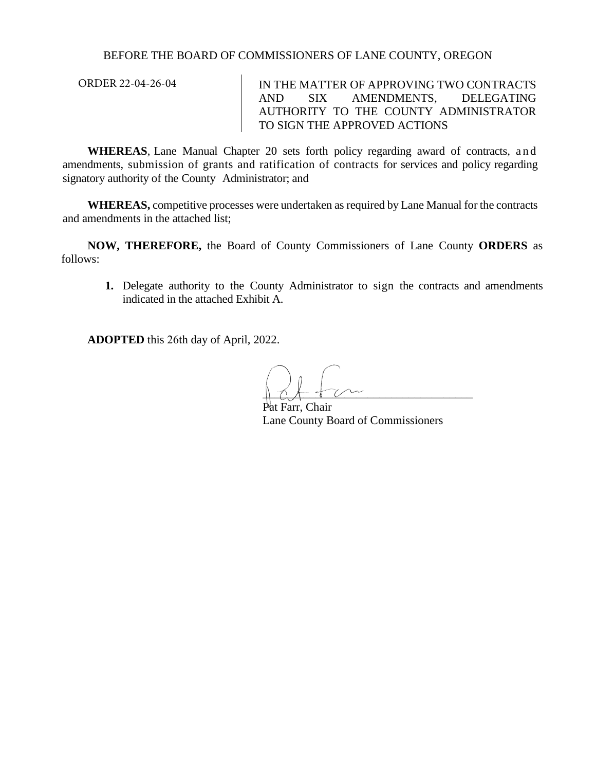BEFORE THE BOARD OF COMMISSIONERS OF LANE COUNTY, OREGON

| ORDER 22-04-26-04 | IN THE MATTER OF APPROVING TWO CONTRACTS AND SIX AMENDMENTS, DELEGATING AUTHORITY TO THE COUNTY ADMINISTRATOR TO SIGN THE APPROVED ACTIONS |
| --- | --- |

**WHEREAS**, Lane Manual Chapter 20 sets forth policy regarding award of contracts, and amendments, submission of grants and ratification of contracts for services and policy regarding signatory authority of the County Administrator; and

**WHEREAS,** competitive processes were undertaken as required by Lane Manual for the contracts and amendments in the attached list;

**NOW, THEREFORE,** the Board of County Commissioners of Lane County **ORDERS** as follows:

1. Delegate authority to the County Administrator to sign the contracts and amendments indicated in the attached Exhibit A.

**ADOPTED** this 26th day of April, 2022.

Pat Farr, Chair
Lane County Board of Commissioners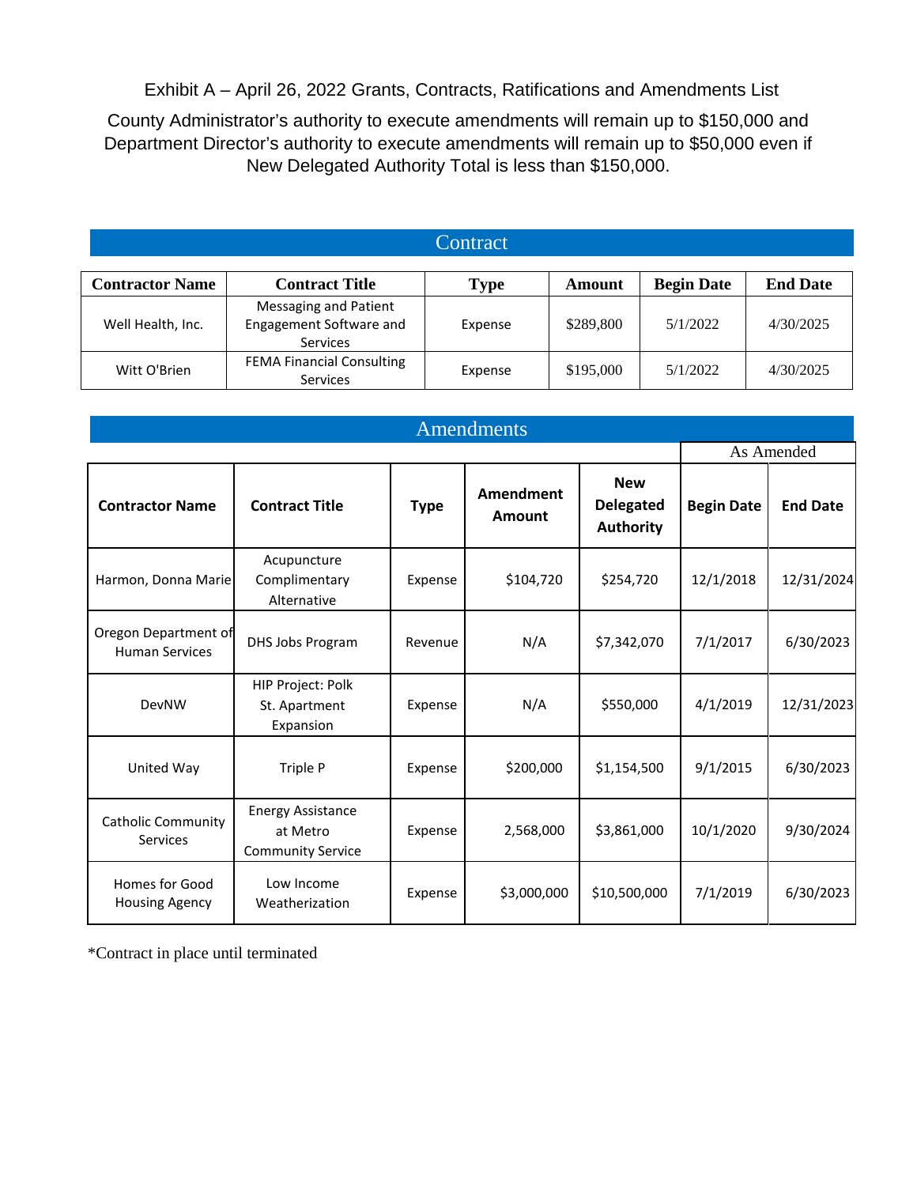Exhibit A – April 26, 2022 Grants, Contracts, Ratifications and Amendments List

County Administrator's authority to execute amendments will remain up to $150,000 and Department Director's authority to execute amendments will remain up to $50,000 even if New Delegated Authority Total is less than $150,000.

## Contract

| Contractor Name | Contract Title | Type | Amount | Begin Date | End Date |
|---|---|---|---|---|---|
| Well Health, Inc. | Messaging and Patient Engagement Software and Services | Expense | $289,800 | 5/1/2022 | 4/30/2025 |
| Witt O'Brien | FEMA Financial Consulting Services | Expense | $195,000 | 5/1/2022 | 4/30/2025 |

## Amendments

| | | | | | As Amended | |
|---|---|---|---|---|---|---|
| **Contractor Name** | **Contract Title** | **Type** | **Amendment Amount** | **New Delegated Authority** | **Begin Date** | **End Date** |
| Harmon, Donna Marie | Acupuncture Complimentary Alternative | Expense | $104,720 | $254,720 | 12/1/2018 | 12/31/2024 |
| Oregon Department of Human Services | DHS Jobs Program | Revenue | N/A | $7,342,070 | 7/1/2017 | 6/30/2023 |
| DevNW | HIP Project: Polk St. Apartment Expansion | Expense | N/A | $550,000 | 4/1/2019 | 12/31/2023 |
| United Way | Triple P | Expense | $200,000 | $1,154,500 | 9/1/2015 | 6/30/2023 |
| Catholic Community Services | Energy Assistance at Metro Community Service | Expense | 2,568,000 | $3,861,000 | 10/1/2020 | 9/30/2024 |
| Homes for Good Housing Agency | Low Income Weatherization | Expense | $3,000,000 | $10,500,000 | 7/1/2019 | 6/30/2023 |

*Contract in place until terminated